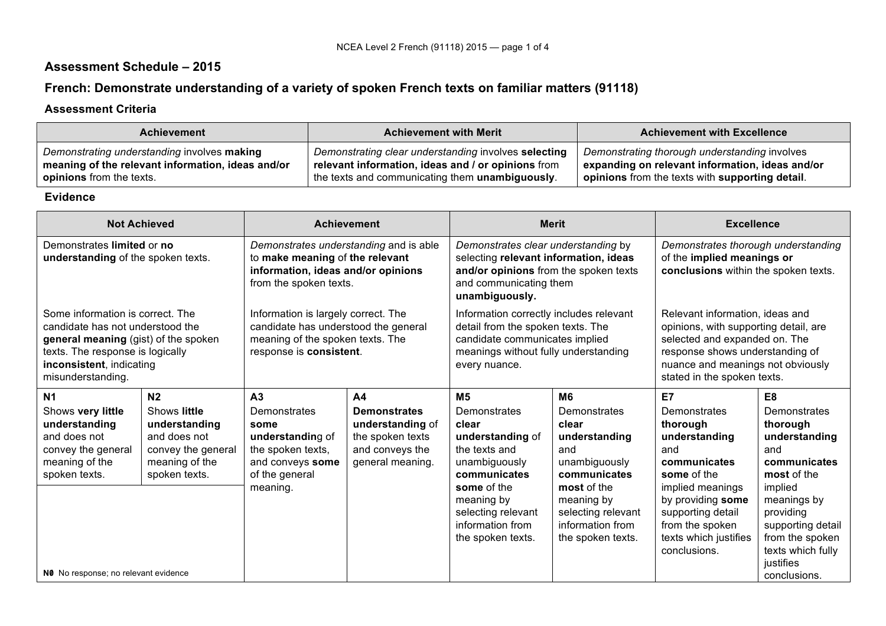## Assessment Schedule – 2015

## French: Demonstrate understanding of a variety of spoken French texts on familiar matters (91118)

### Assessment Criteria

| Achievement | Achievement with Merit | Achievement with Excellence |
|---|---|---|
| *Demonstrating understanding* involves **making meaning of the relevant information, ideas and/or opinions** from the texts. | *Demonstrating clear understanding* involves **selecting relevant information, ideas and / or opinions** from the texts and communicating them **unambiguously**. | *Demonstrating thorough understanding* involves **expanding on relevant information, ideas and/or opinions** from the texts with **supporting detail**. |

### Evidence

| Not Achieved | | Achievement | | Merit | | Excellence | |
|---|---|---|---|---|---|---|---|
| Demonstrates **limited** or **no understanding** of the spoken texts.<br><br>Some information is correct. The candidate has not understood the **general meaning** (gist) of the spoken texts. The response is logically **inconsistent**, indicating misunderstanding. | | *Demonstrates understanding* and is able to **make meaning** of **the relevant information, ideas and/or opinions** from the spoken texts.<br><br>Information is largely correct. The candidate has understood the general meaning of the spoken texts. The response is **consistent**. | | *Demonstrates clear understanding* by selecting **relevant information, ideas and/or opinions** from the spoken texts and communicating them **unambiguously.**<br><br>Information correctly includes relevant detail from the spoken texts. The candidate communicates implied meanings without fully understanding every nuance. | | *Demonstrates thorough understanding* of the **implied meanings or conclusions** within the spoken texts.<br><br>Relevant information, ideas and opinions, with supporting detail, are selected and expanded on. The response shows understanding of nuance and meanings not obviously stated in the spoken texts. | |
| **N1**<br>Shows **very little understanding** and does not convey the general meaning of the spoken texts. | **N2**<br>Shows **little understanding** and does not convey the general meaning of the spoken texts. | **A3**<br>Demonstrates **some understanding** of the spoken texts, and conveys **some** of the general meaning. | **A4**<br>**Demonstrates understanding** of the spoken texts and conveys the general meaning. | **M5**<br>Demonstrates **clear understanding** of the texts and unambiguously **communicates some** of the meaning by selecting relevant information from the spoken texts. | **M6**<br>Demonstrates **clear understanding** and unambiguously **communicates most** of the meaning by selecting relevant information from the spoken texts. | **E7**<br>Demonstrates **thorough understanding** and **communicates some** of the implied meanings by providing **some** supporting detail from the spoken texts which justifies conclusions. | **E8**<br>Demonstrates **thorough understanding** and **communicates most** of the implied meanings by providing supporting detail from the spoken texts which fully justifies conclusions. |
| **N0** No response; no relevant evidence | | | | | | | |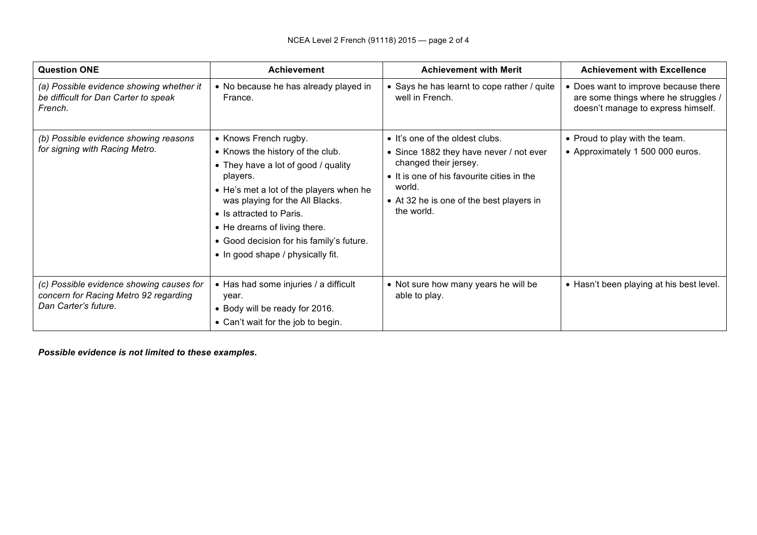| Question ONE | Achievement | Achievement with Merit | Achievement with Excellence |
|---|---|---|---|
| *(a) Possible evidence showing whether it be difficult for Dan Carter to speak French.* | • No because he has already played in France. | • Says he has learnt to cope rather / quite well in French. | • Does want to improve because there are some things where he struggles / doesn't manage to express himself. |
| *(b) Possible evidence showing reasons for signing with Racing Metro.* | • Knows French rugby.<br>• Knows the history of the club.<br>• They have a lot of good / quality players.<br>• He's met a lot of the players when he was playing for the All Blacks.<br>• Is attracted to Paris.<br>• He dreams of living there.<br>• Good decision for his family's future.<br>• In good shape / physically fit. | • It's one of the oldest clubs.<br>• Since 1882 they have never / not ever changed their jersey.<br>• It is one of his favourite cities in the world.<br>• At 32 he is one of the best players in the world. | • Proud to play with the team.<br>• Approximately 1 500 000 euros. |
| *(c) Possible evidence showing causes for concern for Racing Metro 92 regarding Dan Carter's future.* | • Has had some injuries / a difficult year.<br>• Body will be ready for 2016.<br>• Can't wait for the job to begin. | • Not sure how many years he will be able to play. | • Hasn't been playing at his best level. |

***Possible evidence is not limited to these examples.***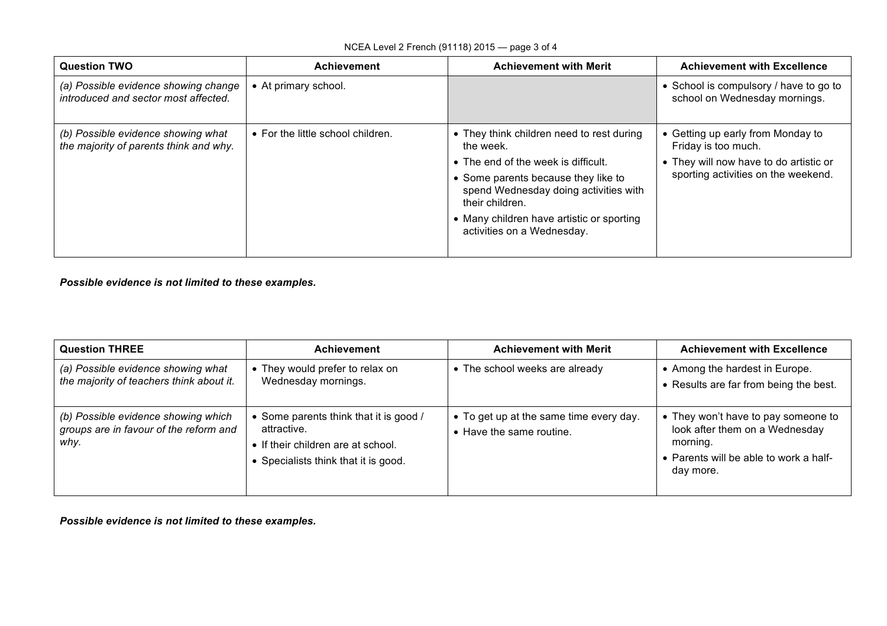| Question TWO | Achievement | Achievement with Merit | Achievement with Excellence |
| --- | --- | --- | --- |
| *(a) Possible evidence showing change introduced and sector most affected.* | • At primary school. | | • School is compulsory / have to go to school on Wednesday mornings. |
| *(b) Possible evidence showing what the majority of parents think and why.* | • For the little school children. | • They think children need to rest during the week.<br>• The end of the week is difficult.<br>• Some parents because they like to spend Wednesday doing activities with their children.<br>• Many children have artistic or sporting activities on a Wednesday. | • Getting up early from Monday to Friday is too much.<br>• They will now have to do artistic or sporting activities on the weekend. |

***Possible evidence is not limited to these examples.***

| Question THREE | Achievement | Achievement with Merit | Achievement with Excellence |
| --- | --- | --- | --- |
| *(a) Possible evidence showing what the majority of teachers think about it.* | • They would prefer to relax on Wednesday mornings. | • The school weeks are already | • Among the hardest in Europe.<br>• Results are far from being the best. |
| *(b) Possible evidence showing which groups are in favour of the reform and why.* | • Some parents think that it is good / attractive.<br>• If their children are at school.<br>• Specialists think that it is good. | • To get up at the same time every day.<br>• Have the same routine. | • They won't have to pay someone to look after them on a Wednesday morning.<br>• Parents will be able to work a half-day more. |

***Possible evidence is not limited to these examples.***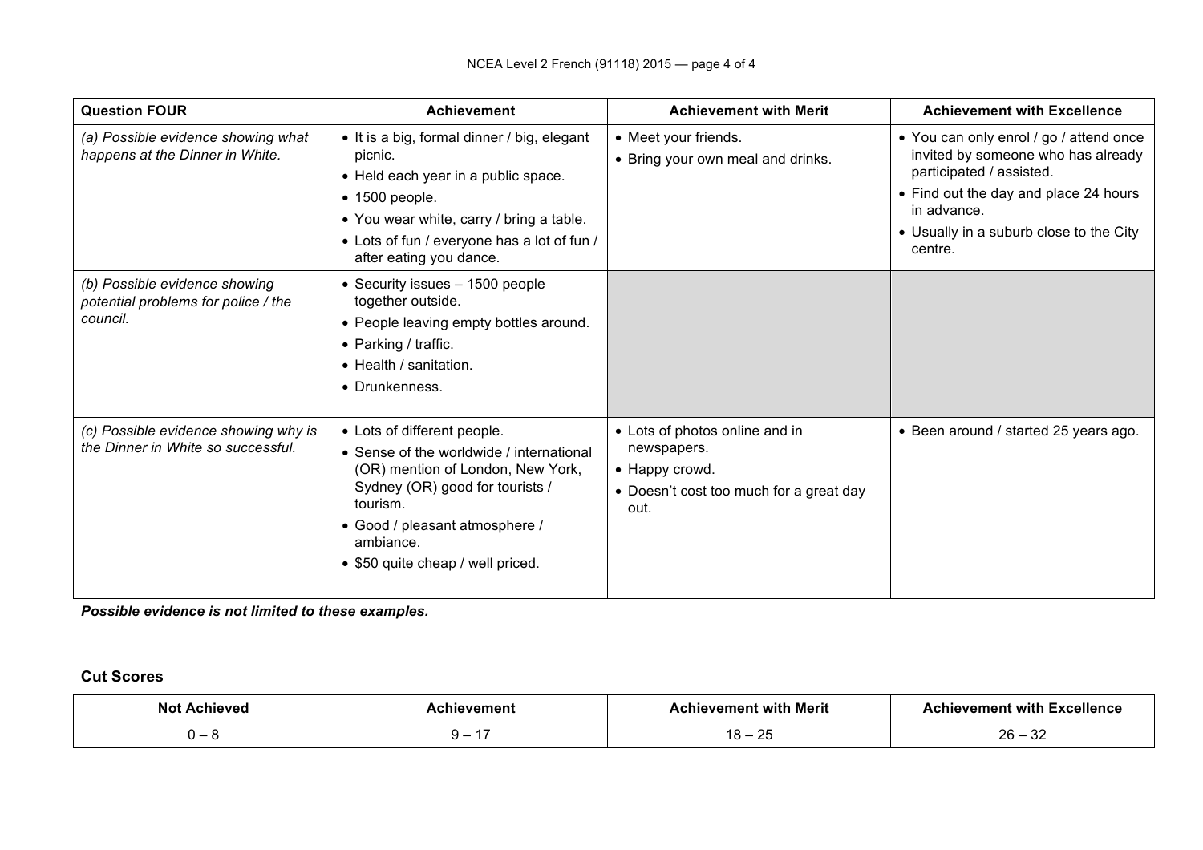| Question FOUR | Achievement | Achievement with Merit | Achievement with Excellence |
|---|---|---|---|
| *(a) Possible evidence showing what happens at the Dinner in White.* | • It is a big, formal dinner / big, elegant picnic.<br>• Held each year in a public space.<br>• 1500 people.<br>• You wear white, carry / bring a table.<br>• Lots of fun / everyone has a lot of fun / after eating you dance. | • Meet your friends.<br>• Bring your own meal and drinks. | • You can only enrol / go / attend once invited by someone who has already participated / assisted.<br>• Find out the day and place 24 hours in advance.<br>• Usually in a suburb close to the City centre. |
| *(b) Possible evidence showing potential problems for police / the council.* | • Security issues – 1500 people together outside.<br>• People leaving empty bottles around.<br>• Parking / traffic.<br>• Health / sanitation.<br>• Drunkenness. | | |
| *(c) Possible evidence showing why is the Dinner in White so successful.* | • Lots of different people.<br>• Sense of the worldwide / international (OR) mention of London, New York, Sydney (OR) good for tourists / tourism.<br>• Good / pleasant atmosphere / ambiance.<br>• $50 quite cheap / well priced. | • Lots of photos online and in newspapers.<br>• Happy crowd.<br>• Doesn't cost too much for a great day out. | • Been around / started 25 years ago. |

***Possible evidence is not limited to these examples.***

## Cut Scores

| Not Achieved | Achievement | Achievement with Merit | Achievement with Excellence |
|---|---|---|---|
| 0 – 8 | 9 – 17 | 18 – 25 | 26 – 32 |